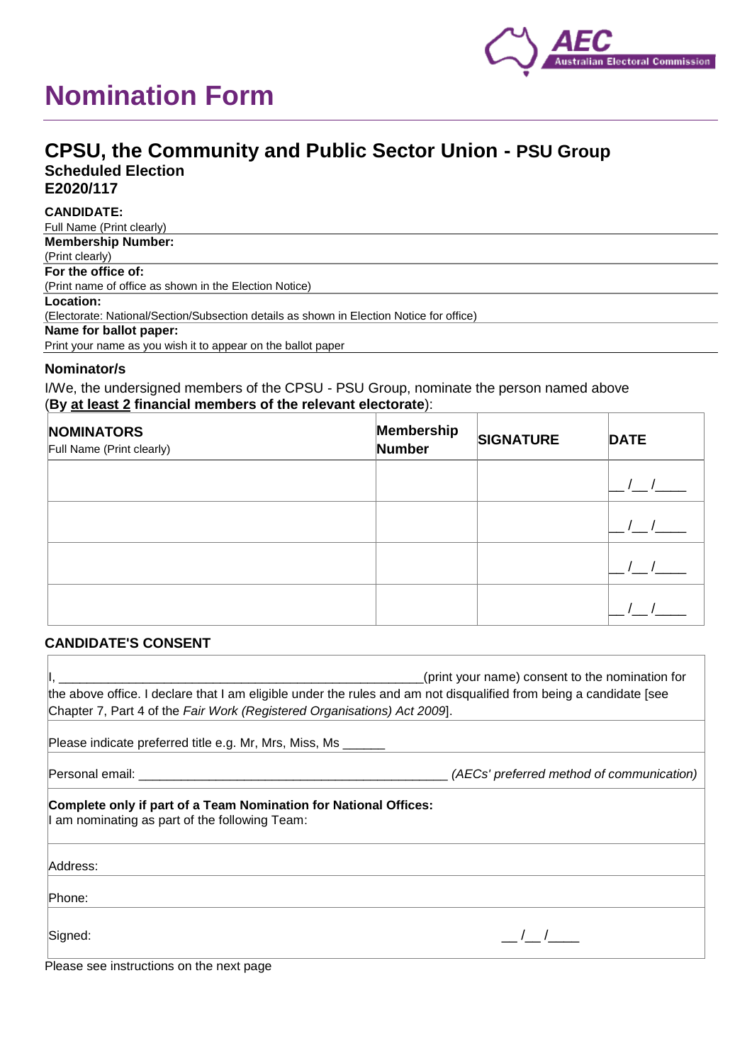# Nomination Form

## CPSU, the Community and Public Sector Union - PSU Group

**Scheduled Election**
**E2020/117**

**CANDIDATE:**
Full Name (Print clearly)

**Membership Number:**
(Print clearly)

**For the office of:**
(Print name of office as shown in the Election Notice)

**Location:**
(Electorate: National/Section/Subsection details as shown in Election Notice for office)

**Name for ballot paper:**
Print your name as you wish it to appear on the ballot paper

### Nominator/s

I/We, the undersigned members of the CPSU - PSU Group, nominate the person named above
(**By at least 2 financial members of the relevant electorate**):

| **NOMINATORS** Full Name (Print clearly) | **Membership Number** | **SIGNATURE** | **DATE** |
|---|---|---|---|
| | | | __ /__ /____ |
| | | | __ /__ /____ |
| | | | __ /__ /____ |
| | | | __ /__ /____ |

### CANDIDATE'S CONSENT

I, ____________________________________________________(print your name) consent to the nomination for the above office. I declare that I am eligible under the rules and am not disqualified from being a candidate [see Chapter 7, Part 4 of the *Fair Work (Registered Organisations) Act 2009*].

Please indicate preferred title e.g. Mr, Mrs, Miss, Ms ______

Personal email: ____________________________________________ *(AECs' preferred method of communication)*

**Complete only if part of a Team Nomination for National Offices:**
I am nominating as part of the following Team:

Address:

Phone:

Signed: __ /__ /____

Please see instructions on the next page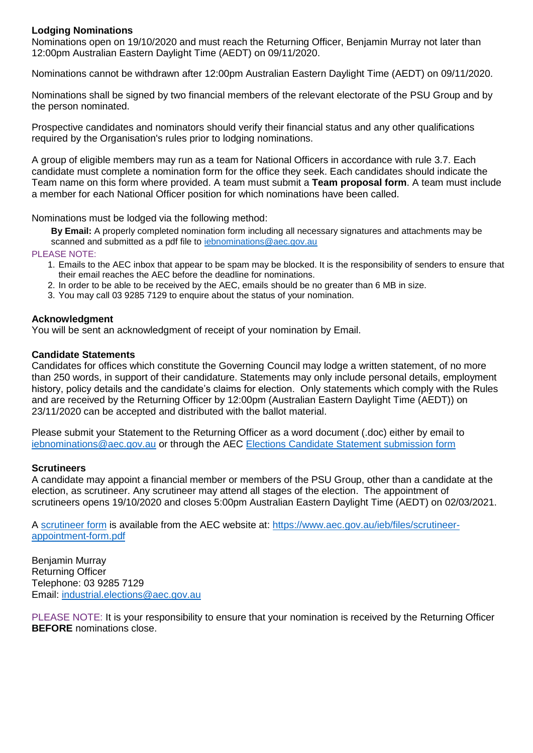### Lodging Nominations

Nominations open on 19/10/2020 and must reach the Returning Officer, Benjamin Murray not later than 12:00pm Australian Eastern Daylight Time (AEDT) on 09/11/2020.

Nominations cannot be withdrawn after 12:00pm Australian Eastern Daylight Time (AEDT) on 09/11/2020.

Nominations shall be signed by two financial members of the relevant electorate of the PSU Group and by the person nominated.

Prospective candidates and nominators should verify their financial status and any other qualifications required by the Organisation's rules prior to lodging nominations.

A group of eligible members may run as a team for National Officers in accordance with rule 3.7. Each candidate must complete a nomination form for the office they seek. Each candidates should indicate the Team name on this form where provided. A team must submit a **Team proposal form**. A team must include a member for each National Officer position for which nominations have been called.

Nominations must be lodged via the following method:

> **By Email:** A properly completed nomination form including all necessary signatures and attachments may be scanned and submitted as a pdf file to [iebnominations@aec.gov.au](mailto:iebnominations@aec.gov.au)

PLEASE NOTE:

1. Emails to the AEC inbox that appear to be spam may be blocked. It is the responsibility of senders to ensure that their email reaches the AEC before the deadline for nominations.
2. In order to be able to be received by the AEC, emails should be no greater than 6 MB in size.
3. You may call 03 9285 7129 to enquire about the status of your nomination.

### Acknowledgment

You will be sent an acknowledgment of receipt of your nomination by Email.

### Candidate Statements

Candidates for offices which constitute the Governing Council may lodge a written statement, of no more than 250 words, in support of their candidature. Statements may only include personal details, employment history, policy details and the candidate's claims for election. Only statements which comply with the Rules and are received by the Returning Officer by 12:00pm (Australian Eastern Daylight Time (AEDT)) on 23/11/2020 can be accepted and distributed with the ballot material.

Please submit your Statement to the Returning Officer as a word document (.doc) either by email to [iebnominations@aec.gov.au](mailto:iebnominations@aec.gov.au) or through the AEC [Elections Candidate Statement submission form]()

### Scrutineers

A candidate may appoint a financial member or members of the PSU Group, other than a candidate at the election, as scrutineer. Any scrutineer may attend all stages of the election. The appointment of scrutineers opens 19/10/2020 and closes 5:00pm Australian Eastern Daylight Time (AEDT) on 02/03/2021.

A [scrutineer form](https://www.aec.gov.au/ieb/files/scrutineer-appointment-form.pdf) is available from the AEC website at: [https://www.aec.gov.au/ieb/files/scrutineer-appointment-form.pdf](https://www.aec.gov.au/ieb/files/scrutineer-appointment-form.pdf)

Benjamin Murray
Returning Officer
Telephone: 03 9285 7129
Email: [industrial.elections@aec.gov.au](mailto:industrial.elections@aec.gov.au)

PLEASE NOTE: It is your responsibility to ensure that your nomination is received by the Returning Officer **BEFORE** nominations close.